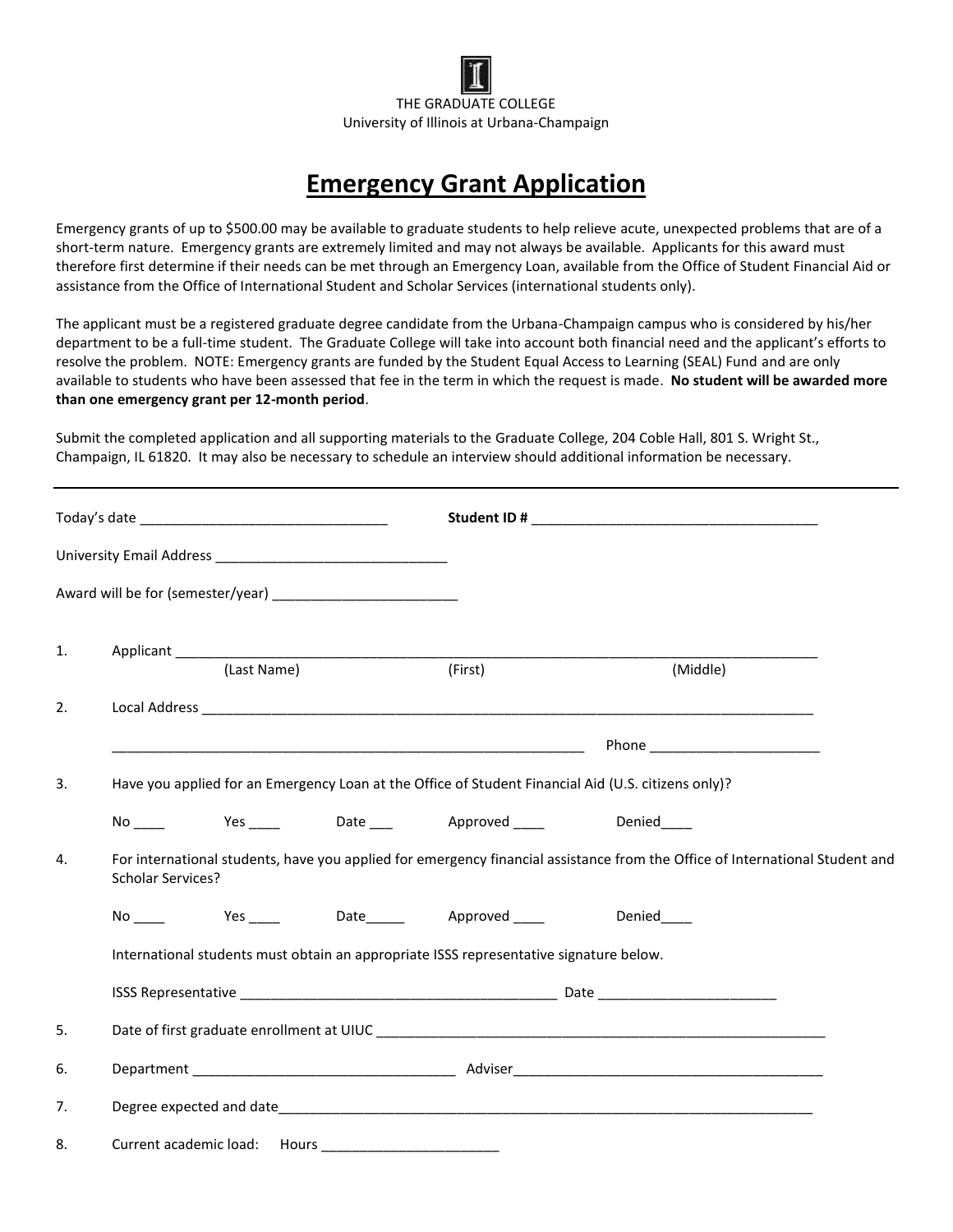THE GRADUATE COLLEGE
University of Illinois at Urbana-Champaign

# Emergency Grant Application

Emergency grants of up to $500.00 may be available to graduate students to help relieve acute, unexpected problems that are of a short-term nature. Emergency grants are extremely limited and may not always be available. Applicants for this award must therefore first determine if their needs can be met through an Emergency Loan, available from the Office of Student Financial Aid or assistance from the Office of International Student and Scholar Services (international students only).

The applicant must be a registered graduate degree candidate from the Urbana-Champaign campus who is considered by his/her department to be a full-time student. The Graduate College will take into account both financial need and the applicant's efforts to resolve the problem. NOTE: Emergency grants are funded by the Student Equal Access to Learning (SEAL) Fund and are only available to students who have been assessed that fee in the term in which the request is made. **No student will be awarded more than one emergency grant per 12-month period**.

Submit the completed application and all supporting materials to the Graduate College, 204 Coble Hall, 801 S. Wright St., Champaign, IL 61820. It may also be necessary to schedule an interview should additional information be necessary.

---

Today's date ________________________________ **Student ID #** ______________________________________

University Email Address ______________________________

Award will be for (semester/year) ________________________

1. Applicant ______________________________________________________________________________
   (Last Name) (First) (Middle)

2. Local Address __________________________________________________________________________

   _____________________________________________________________ Phone ______________________

3. Have you applied for an Emergency Loan at the Office of Student Financial Aid (U.S. citizens only)?

   No ____ Yes ____ Date ___ Approved ____ Denied____

4. For international students, have you applied for emergency financial assistance from the Office of International Student and Scholar Services?

   No ____ Yes ____ Date_____ Approved ____ Denied____

   International students must obtain an appropriate ISSS representative signature below.

   ISSS Representative _________________________________________ Date _______________________

5. Date of first graduate enrollment at UIUC ____________________________________________________________

6. Department __________________________________ Adviser_________________________________________

7. Degree expected and date__________________________________________________________________________

8. Current academic load: Hours _______________________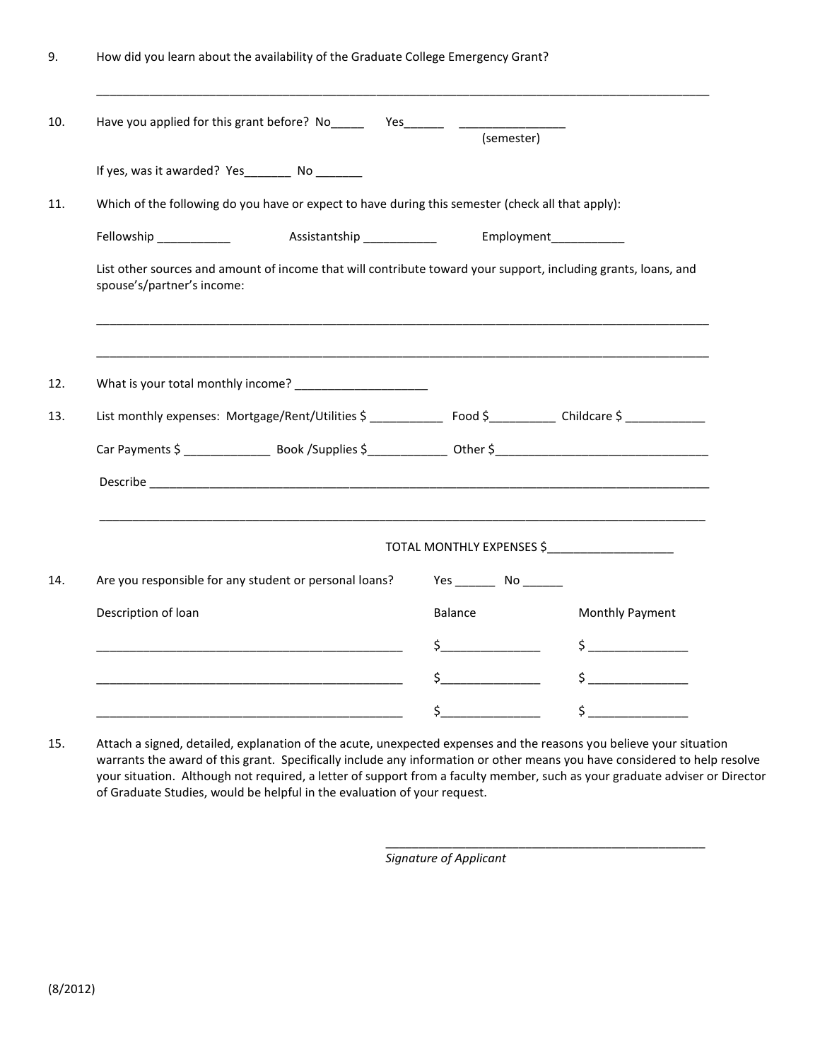9. How did you learn about the availability of the Graduate College Emergency Grant?

_______________________________________________________________________________________________

10. Have you applied for this grant before? No_____ Yes______ ________________ (semester)

    If yes, was it awarded? Yes_______ No _______

11. Which of the following do you have or expect to have during this semester (check all that apply):

    Fellowship ___________ Assistantship ___________ Employment___________

    List other sources and amount of income that will contribute toward your support, including grants, loans, and spouse's/partner's income:

    _______________________________________________________________________________________________

    _______________________________________________________________________________________________

12. What is your total monthly income? ____________________

13. List monthly expenses: Mortgage/Rent/Utilities $ ___________ Food $__________ Childcare $ ____________

    Car Payments $ _____________ Book /Supplies $____________ Other $________________________________

    Describe _______________________________________________________________________________________

    _______________________________________________________________________________________________

    TOTAL MONTHLY EXPENSES $___________________

14. Are you responsible for any student or personal loans? Yes ______ No ______

| Description of loan | Balance | Monthly Payment |
|---|---|---|
| _______________________________________________ | $______________ | $ ______________ |
| _______________________________________________ | $______________ | $ ______________ |
| _______________________________________________ | $______________ | $ ______________ |

15. Attach a signed, detailed, explanation of the acute, unexpected expenses and the reasons you believe your situation warrants the award of this grant. Specifically include any information or other means you have considered to help resolve your situation. Although not required, a letter of support from a faculty member, such as your graduate adviser or Director of Graduate Studies, would be helpful in the evaluation of your request.

__________________________________________________

*Signature of Applicant*

(8/2012)